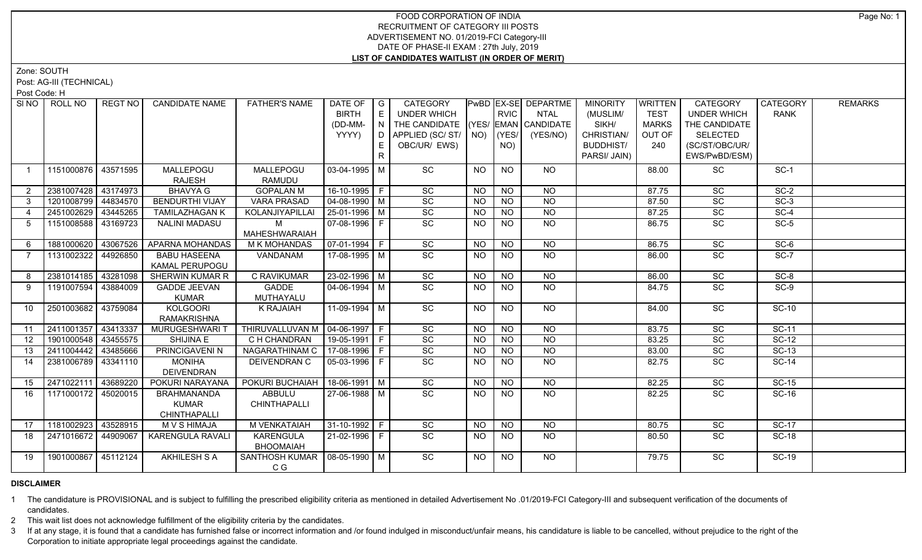# FOOD CORPORATION OF INDIA
## RECRUITMENT OF CATEGORY III POSTS
## ADVERTISEMENT NO. 01/2019-FCI Category-III
## DATE OF PHASE-II EXAM : 27th July, 2019
## LIST OF CANDIDATES WAITLIST (IN ORDER OF MERIT)

Zone: SOUTH

Post: AG-III (TECHNICAL)

Post Code: H

| SI NO | ROLL NO | REGT NO | CANDIDATE NAME | FATHER'S NAME | DATE OF BIRTH (DD-MM-YYYY) | GENDER | CATEGORY UNDER WHICH THE CANDIDATE APPLIED (SC/ ST/ OBC/UR/ EWS) | PwBD (YES/ NO) | EX-SERVICEMAN (YES/ NO) | DEPARTMENTAL CANDIDATE (YES/NO) | MINORITY (MUSLIM/ SIKH/ CHRISTIAN/ BUDDHIST/ PARSI/ JAIN) | WRITTEN TEST MARKS OUT OF 240 | CATEGORY UNDER WHICH THE CANDIDATE SELECTED (SC/ST/OBC/UR/ EWS/PwBD/ESM) | CATEGORY RANK | REMARKS |
|---|---|---|---|---|---|---|---|---|---|---|---|---|---|---|---|
| 1 | 1151000876 | 43571595 | MALLEPOGU RAJESH | MALLEPOGU RAMUDU | 03-04-1995 | M | SC | NO | NO | NO | | 88.00 | SC | SC-1 | |
| 2 | 2381007428 | 43174973 | BHAVYA G | GOPALAN M | 16-10-1995 | F | SC | NO | NO | NO | | 87.75 | SC | SC-2 | |
| 3 | 1201008799 | 44834570 | BENDURTHI VIJAY | VARA PRASAD | 04-08-1990 | M | SC | NO | NO | NO | | 87.50 | SC | SC-3 | |
| 4 | 2451002629 | 43445265 | TAMILAZHAGAN K | KOLANJIYAPILLAI | 25-01-1996 | M | SC | NO | NO | NO | | 87.25 | SC | SC-4 | |
| 5 | 1151008588 | 43169723 | NALINI MADASU | M MAHESHWARAIAH | 07-08-1996 | F | SC | NO | NO | NO | | 86.75 | SC | SC-5 | |
| 6 | 1881000620 | 43067526 | APARNA MOHANDAS | M K MOHANDAS | 07-01-1994 | F | SC | NO | NO | NO | | 86.75 | SC | SC-6 | |
| 7 | 1131002322 | 44926850 | BABU HASEENA KAMAL PERUPOGU | VANDANAM | 17-08-1995 | M | SC | NO | NO | NO | | 86.00 | SC | SC-7 | |
| 8 | 2381014185 | 43281098 | SHERWIN KUMAR R | C RAVIKUMAR | 23-02-1996 | M | SC | NO | NO | NO | | 86.00 | SC | SC-8 | |
| 9 | 1191007594 | 43884009 | GADDE JEEVAN KUMAR | GADDE MUTHAYALU | 04-06-1994 | M | SC | NO | NO | NO | | 84.75 | SC | SC-9 | |
| 10 | 2501003682 | 43759084 | KOLGOORI RAMAKRISHNA | K RAJAIAH | 11-09-1994 | M | SC | NO | NO | NO | | 84.00 | SC | SC-10 | |
| 11 | 2411001357 | 43413337 | MURUGESHWARI T | THIRUVALLUVAN M | 04-06-1997 | F | SC | NO | NO | NO | | 83.75 | SC | SC-11 | |
| 12 | 1901000548 | 43455575 | SHIJINA E | C H CHANDRAN | 19-05-1991 | F | SC | NO | NO | NO | | 83.25 | SC | SC-12 | |
| 13 | 2411004442 | 43485666 | PRINCIGAVENI N | NAGARATHINAM C | 17-08-1996 | F | SC | NO | NO | NO | | 83.00 | SC | SC-13 | |
| 14 | 2381006789 | 43341110 | MONIHA DEIVENDRAN | DEIVENDRAN C | 05-03-1996 | F | SC | NO | NO | NO | | 82.75 | SC | SC-14 | |
| 15 | 2471022111 | 43689220 | POKURI NARAYANA | POKURI BUCHAIAH | 18-06-1991 | M | SC | NO | NO | NO | | 82.25 | SC | SC-15 | |
| 16 | 1171000172 | 45020015 | BRAHMANANDA KUMAR CHINTHAPALLI | ABBULU CHINTHAPALLI | 27-06-1988 | M | SC | NO | NO | NO | | 82.25 | SC | SC-16 | |
| 17 | 1181002923 | 43528915 | M V S HIMAJA | M VENKATAIAH | 31-10-1992 | F | SC | NO | NO | NO | | 80.75 | SC | SC-17 | |
| 18 | 2471016672 | 44909067 | KARENGULA RAVALI | KARENGULA BHOOMAIAH | 21-02-1996 | F | SC | NO | NO | NO | | 80.50 | SC | SC-18 | |
| 19 | 1901000867 | 45112124 | AKHILESH S A | SANTHOSH KUMAR C G | 08-05-1990 | M | SC | NO | NO | NO | | 79.75 | SC | SC-19 | |

**DISCLAIMER**

1. The candidature is PROVISIONAL and is subject to fulfilling the prescribed eligibility criteria as mentioned in detailed Advertisement No .01/2019-FCI Category-III and subsequent verification of the documents of candidates.
2. This wait list does not acknowledge fulfillment of the eligibility criteria by the candidates.
3. If at any stage, it is found that a candidate has furnished false or incorrect information and /or found indulged in misconduct/unfair means, his candidature is liable to be cancelled, without prejudice to the right of the Corporation to initiate appropriate legal proceedings against the candidate.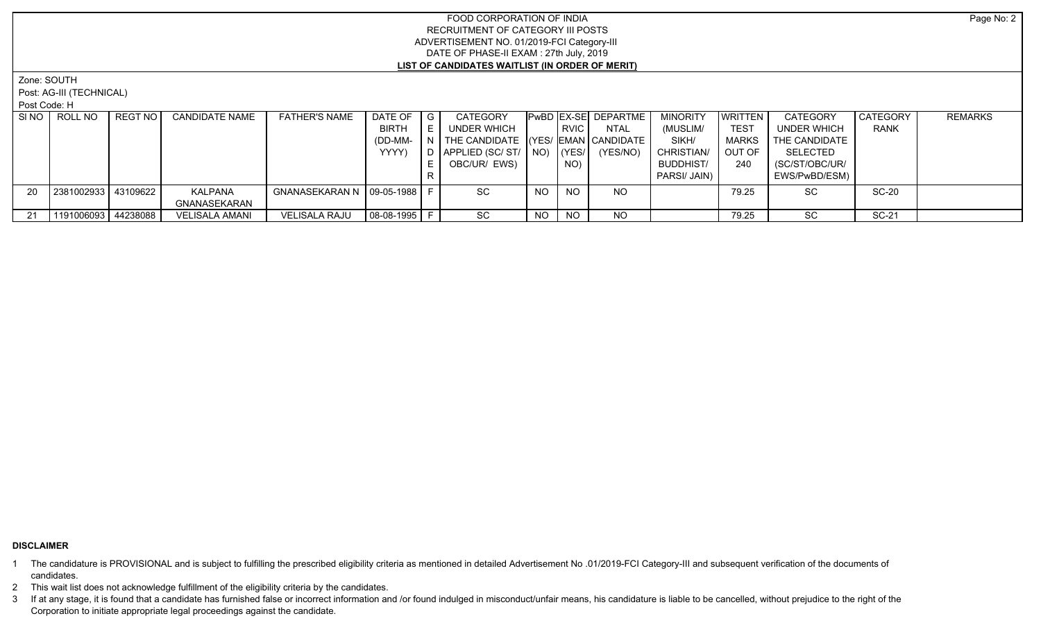FOOD CORPORATION OF INDIA
RECRUITMENT OF CATEGORY III POSTS
ADVERTISEMENT NO. 01/2019-FCI Category-III
DATE OF PHASE-II EXAM : 27th July, 2019

**LIST OF CANDIDATES WAITLIST (IN ORDER OF MERIT)**

Zone: SOUTH
Post: AG-III (TECHNICAL)
Post Code: H

| Sl NO | ROLL NO | REGT NO | CANDIDATE NAME | FATHER'S NAME | DATE OF BIRTH (DD-MM-YYYY) | GENDER | CATEGORY UNDER WHICH THE CANDIDATE APPLIED (SC/ ST/ OBC/UR/ EWS) | PwBD (YES/ NO) | EX-SERVICEMAN (YES/ NO) | DEPARTMENTAL CANDIDATE (YES/NO) | MINORITY (MUSLIM/ SIKH/ CHRISTIAN/ BUDDHIST/ PARSI/ JAIN) | WRITTEN TEST MARKS OUT OF 240 | CATEGORY UNDER WHICH THE CANDIDATE SELECTED (SC/ST/OBC/UR/ EWS/PwBD/ESM) | CATEGORY RANK | REMARKS |
|---|---|---|---|---|---|---|---|---|---|---|---|---|---|---|---|
| 20 | 2381002933 | 43109622 | KALPANA GNANASEKARAN | GNANASEKARAN N | 09-05-1988 | F | SC | NO | NO | NO | | 79.25 | SC | SC-20 | |
| 21 | 1191006093 | 44238088 | VELISALA AMANI | VELISALA RAJU | 08-08-1995 | F | SC | NO | NO | NO | | 79.25 | SC | SC-21 | |

**DISCLAIMER**

1. The candidature is PROVISIONAL and is subject to fulfilling the prescribed eligibility criteria as mentioned in detailed Advertisement No .01/2019-FCI Category-III and subsequent verification of the documents of candidates.
2. This wait list does not acknowledge fulfillment of the eligibility criteria by the candidates.
3. If at any stage, it is found that a candidate has furnished false or incorrect information and /or found indulged in misconduct/unfair means, his candidature is liable to be cancelled, without prejudice to the right of the Corporation to initiate appropriate legal proceedings against the candidate.